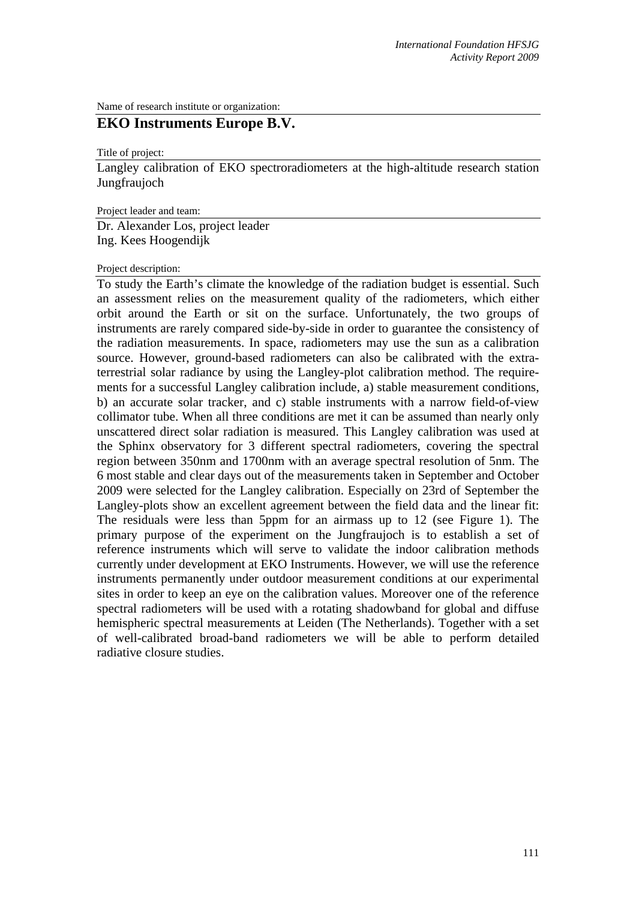Name of research institute or organization:

## EKO Instruments Europe B.V.

Title of project:

Langley calibration of EKO spectroradiometers at the high-altitude research station Jungfraujoch

Project leader and team:

Dr. Alexander Los, project leader
Ing. Kees Hoogendijk

Project description:

To study the Earth's climate the knowledge of the radiation budget is essential. Such an assessment relies on the measurement quality of the radiometers, which either orbit around the Earth or sit on the surface. Unfortunately, the two groups of instruments are rarely compared side-by-side in order to guarantee the consistency of the radiation measurements. In space, radiometers may use the sun as a calibration source. However, ground-based radiometers can also be calibrated with the extra-terrestrial solar radiance by using the Langley-plot calibration method. The requirements for a successful Langley calibration include, a) stable measurement conditions, b) an accurate solar tracker, and c) stable instruments with a narrow field-of-view collimator tube. When all three conditions are met it can be assumed than nearly only unscattered direct solar radiation is measured. This Langley calibration was used at the Sphinx observatory for 3 different spectral radiometers, covering the spectral region between 350nm and 1700nm with an average spectral resolution of 5nm. The 6 most stable and clear days out of the measurements taken in September and October 2009 were selected for the Langley calibration. Especially on 23rd of September the Langley-plots show an excellent agreement between the field data and the linear fit: The residuals were less than 5ppm for an airmass up to 12 (see Figure 1). The primary purpose of the experiment on the Jungfraujoch is to establish a set of reference instruments which will serve to validate the indoor calibration methods currently under development at EKO Instruments. However, we will use the reference instruments permanently under outdoor measurement conditions at our experimental sites in order to keep an eye on the calibration values. Moreover one of the reference spectral radiometers will be used with a rotating shadowband for global and diffuse hemispheric spectral measurements at Leiden (The Netherlands). Together with a set of well-calibrated broad-band radiometers we will be able to perform detailed radiative closure studies.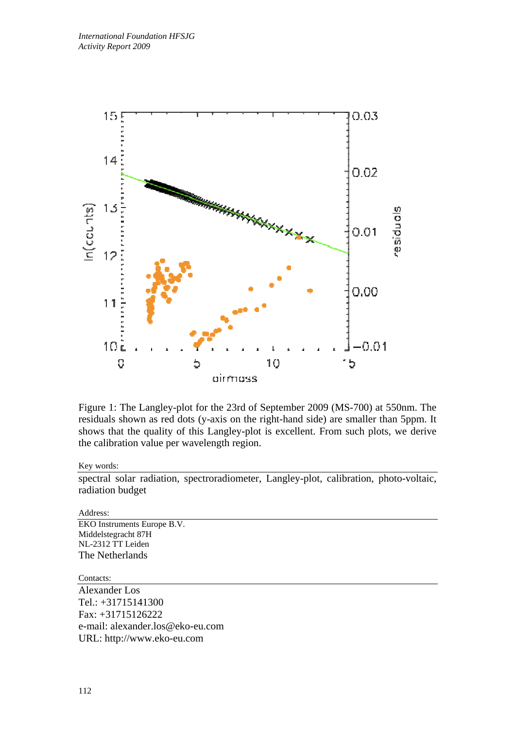15
14
13
12
11
10
0
5
10
15
0.03
0.02
0.01
0.00
−0.01
ln(counts)
residuals
airmass

Figure 1: The Langley-plot for the 23rd of September 2009 (MS-700) at 550nm. The residuals shown as red dots (y-axis on the right-hand side) are smaller than 5ppm. It shows that the quality of this Langley-plot is excellent. From such plots, we derive the calibration value per wavelength region.

Key words:

spectral solar radiation, spectroradiometer, Langley-plot, calibration, photo-voltaic, radiation budget

Address:

EKO Instruments Europe B.V.
Middelstegracht 87H
NL-2312 TT Leiden
The Netherlands

Contacts:

Alexander Los
Tel.: +31715141300
Fax: +31715126222
e-mail: alexander.los@eko-eu.com
URL: http://www.eko-eu.com